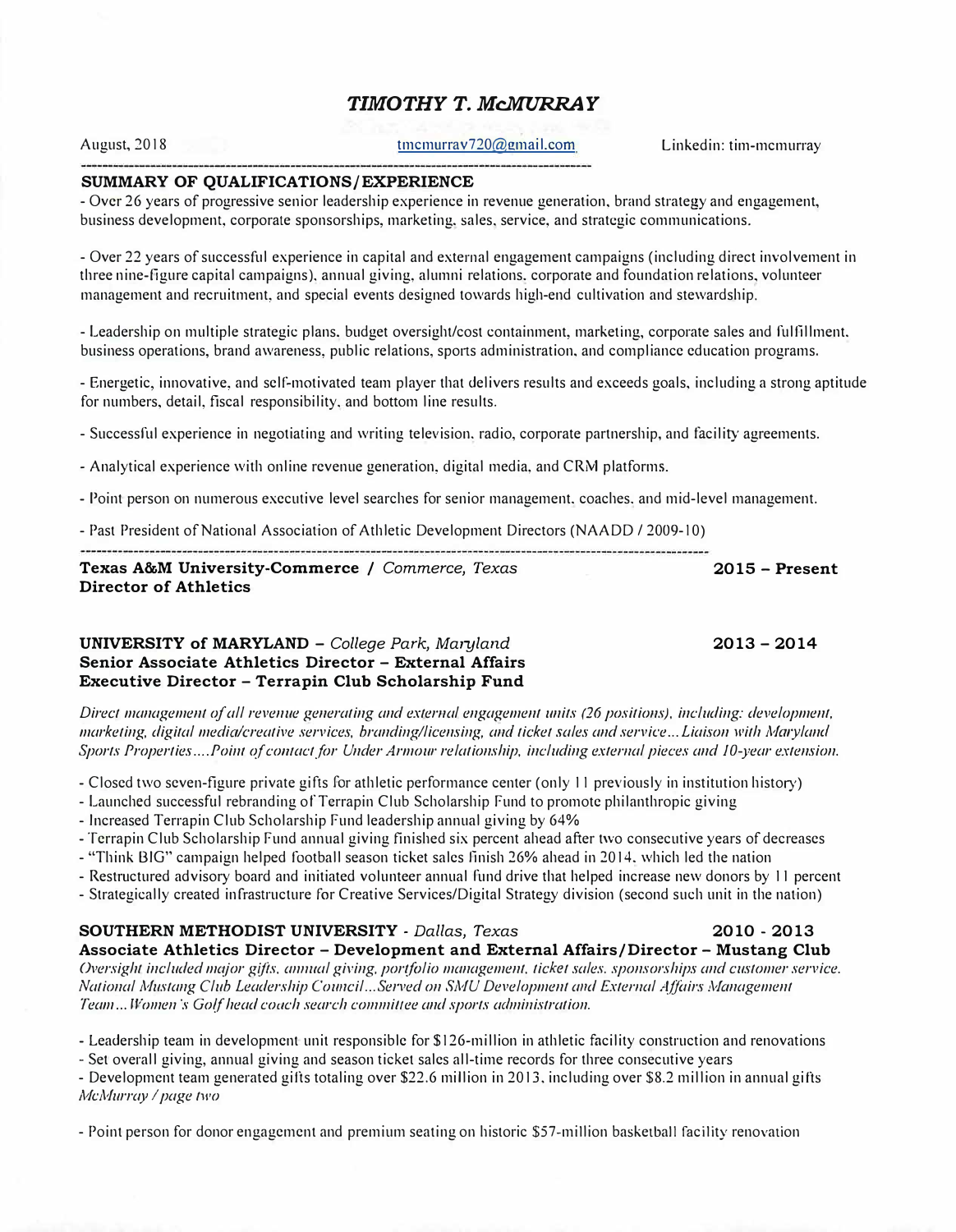# *TIMOTHY T. McMURRAY*

August, 2018 tmcmurray720@gmail.com Linkedin: tim-mcmurray

## SUMMARY OF QUALIFICATIONS/EXPERIENCE

- Over 26 years of progressive senior leadership experience in revenue generation, brand strategy and engagement, business development, corporate sponsorships, marketing, sales, service, and strategic communications.

- Over 22 years of successful experience in capital and external engagement campaigns (including direct involvement in three nine-figure capital campaigns), annual giving, alumni relations, corporate and foundation relations, volunteer management and recruitment, and special events designed towards high-end cultivation and stewardship.

- Leadership on multiple strategic plans, budget oversight/cost containment, marketing, corporate sales and fulfillment, business operations, brand awareness, public relations, sports administration, and compliance education programs.

- Energetic, innovative, and self-motivated team player that delivers results and exceeds goals, including a strong aptitude for numbers, detail, fiscal responsibility, and bottom line results.

- Successful experience in negotiating and writing television, radio, corporate partnership, and facility agreements.

- Analytical experience with online revenue generation, digital media, and CRM platforms.

- Point person on numerous executive level searches for senior management, coaches, and mid-level management.

- Past President of National Association of Athletic Development Directors (NAADD / 2009-10)

**Texas A&M University-Commerce** / *Commerce, Texas* **2015 – Present**
**Director of Athletics**

**UNIVERSITY of MARYLAND** – *College Park, Maryland* **2013 – 2014**
**Senior Associate Athletics Director – External Affairs**
**Executive Director – Terrapin Club Scholarship Fund**

*Direct management of all revenue generating and external engagement units (26 positions), including: development, marketing, digital media/creative services, branding/licensing, and ticket sales and service... Liaison with Maryland Sports Properties.... Point of contact for Under Armour relationship, including external pieces and 10-year extension.*

- Closed two seven-figure private gifts for athletic performance center (only 11 previously in institution history)
- Launched successful rebranding of Terrapin Club Scholarship Fund to promote philanthropic giving
- Increased Terrapin Club Scholarship Fund leadership annual giving by 64%
- Terrapin Club Scholarship Fund annual giving finished six percent ahead after two consecutive years of decreases
- "Think BIG" campaign helped football season ticket sales finish 26% ahead in 2014, which led the nation
- Restructured advisory board and initiated volunteer annual fund drive that helped increase new donors by 11 percent
- Strategically created infrastructure for Creative Services/Digital Strategy division (second such unit in the nation)

**SOUTHERN METHODIST UNIVERSITY** - *Dallas, Texas* **2010 - 2013**
**Associate Athletics Director – Development and External Affairs/Director – Mustang Club**
*Oversight included major gifts, annual giving, portfolio management, ticket sales, sponsorships and customer service. National Mustang Club Leadership Council... Served on SMU Development and External Affairs Management Team... Women's Golf head coach search committee and sports administration.*

- Leadership team in development unit responsible for $126-million in athletic facility construction and renovations
- Set overall giving, annual giving and season ticket sales all-time records for three consecutive years
- Development team generated gifts totaling over $22.6 million in 2013, including over $8.2 million in annual gifts

- Point person for donor engagement and premium seating on historic $57-million basketball facility renovation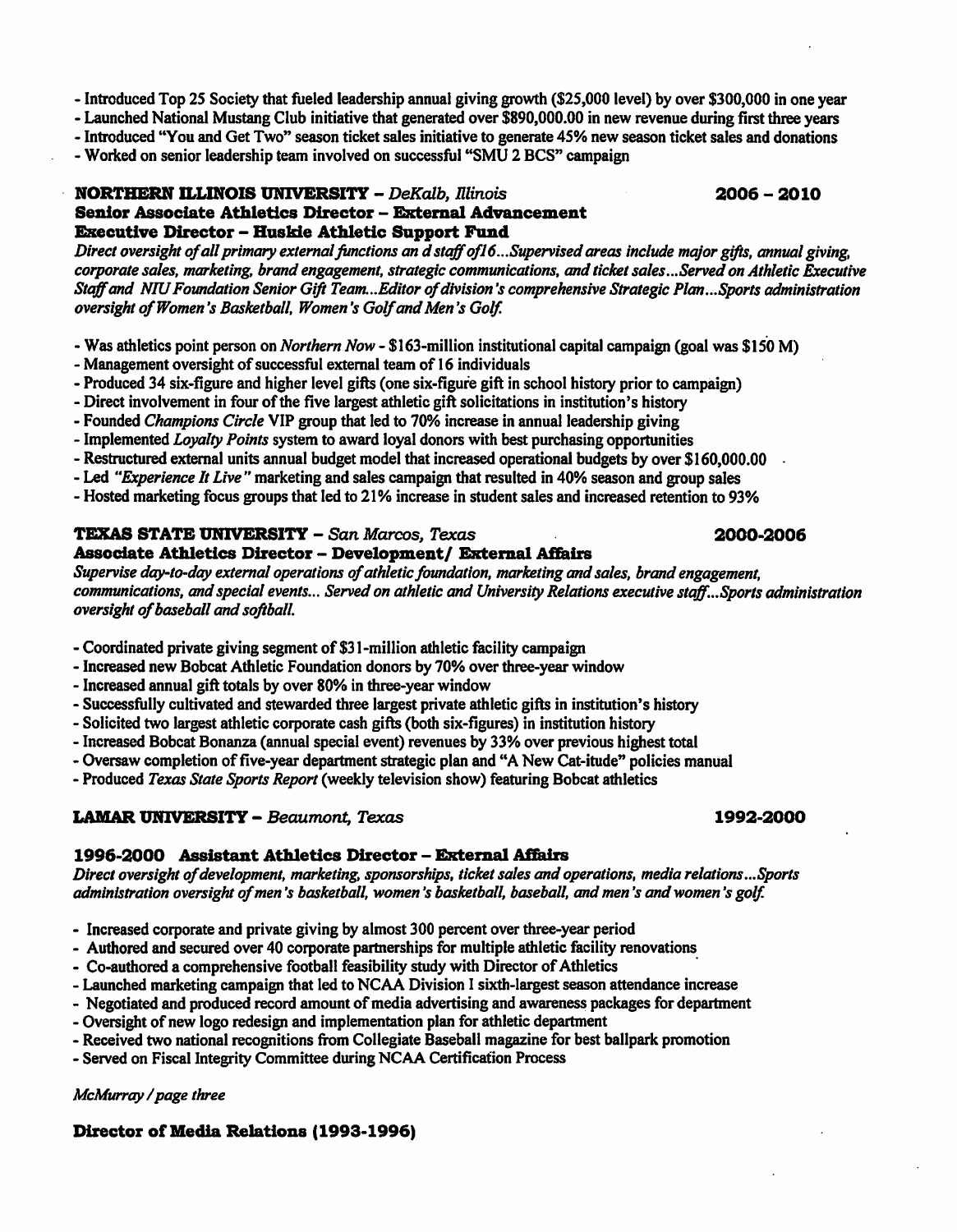- Introduced Top 25 Society that fueled leadership annual giving growth ($25,000 level) by over $300,000 in one year
- Launched National Mustang Club initiative that generated over $890,000.00 in new revenue during first three years
- Introduced "You and Get Two" season ticket sales initiative to generate 45% new season ticket sales and donations
- Worked on senior leadership team involved on successful "SMU 2 BCS" campaign

**NORTHERN ILLINOIS UNIVERSITY** – *DeKalb, Illinois* **2006 – 2010**
**Senior Associate Athletics Director – External Advancement**
**Executive Director – Huskie Athletic Support Fund**

*Direct oversight of all primary external functions an d staff of16...Supervised areas include major gifts, annual giving, corporate sales, marketing, brand engagement, strategic communications, and ticket sales...Served on Athletic Executive Staff and NIU Foundation Senior Gift Team...Editor of division's comprehensive Strategic Plan...Sports administration oversight of Women's Basketball, Women's Golf and Men's Golf.*

- Was athletics point person on *Northern Now* - $163-million institutional capital campaign (goal was $150 M)
- Management oversight of successful external team of 16 individuals
- Produced 34 six-figure and higher level gifts (one six-figure gift in school history prior to campaign)
- Direct involvement in four of the five largest athletic gift solicitations in institution's history
- Founded *Champions Circle* VIP group that led to 70% increase in annual leadership giving
- Implemented *Loyalty Points* system to award loyal donors with best purchasing opportunities
- Restructured external units annual budget model that increased operational budgets by over $160,000.00
- Led *"Experience It Live"* marketing and sales campaign that resulted in 40% season and group sales
- Hosted marketing focus groups that led to 21% increase in student sales and increased retention to 93%

**TEXAS STATE UNIVERSITY** – *San Marcos, Texas* **2000-2006**
**Associate Athletics Director – Development/ External Affairs**

*Supervise day-to-day external operations of athletic foundation, marketing and sales, brand engagement, communications, and special events... Served on athletic and University Relations executive staff...Sports administration oversight of baseball and softball.*

- Coordinated private giving segment of $31-million athletic facility campaign
- Increased new Bobcat Athletic Foundation donors by 70% over three-year window
- Increased annual gift totals by over 80% in three-year window
- Successfully cultivated and stewarded three largest private athletic gifts in institution's history
- Solicited two largest athletic corporate cash gifts (both six-figures) in institution history
- Increased Bobcat Bonanza (annual special event) revenues by 33% over previous highest total
- Oversaw completion of five-year department strategic plan and "A New Cat-itude" policies manual
- Produced *Texas State Sports Report* (weekly television show) featuring Bobcat athletics

**LAMAR UNIVERSITY** – *Beaumont, Texas* **1992-2000**

**1996-2000 Assistant Athletics Director – External Affairs**

*Direct oversight of development, marketing, sponsorships, ticket sales and operations, media relations...Sports administration oversight of men's basketball, women's basketball, baseball, and men's and women's golf.*

- Increased corporate and private giving by almost 300 percent over three-year period
- Authored and secured over 40 corporate partnerships for multiple athletic facility renovations
- Co-authored a comprehensive football feasibility study with Director of Athletics
- Launched marketing campaign that led to NCAA Division I sixth-largest season attendance increase
- Negotiated and produced record amount of media advertising and awareness packages for department
- Oversight of new logo redesign and implementation plan for athletic department
- Received two national recognitions from Collegiate Baseball magazine for best ballpark promotion
- Served on Fiscal Integrity Committee during NCAA Certification Process

**Director of Media Relations (1993-1996)**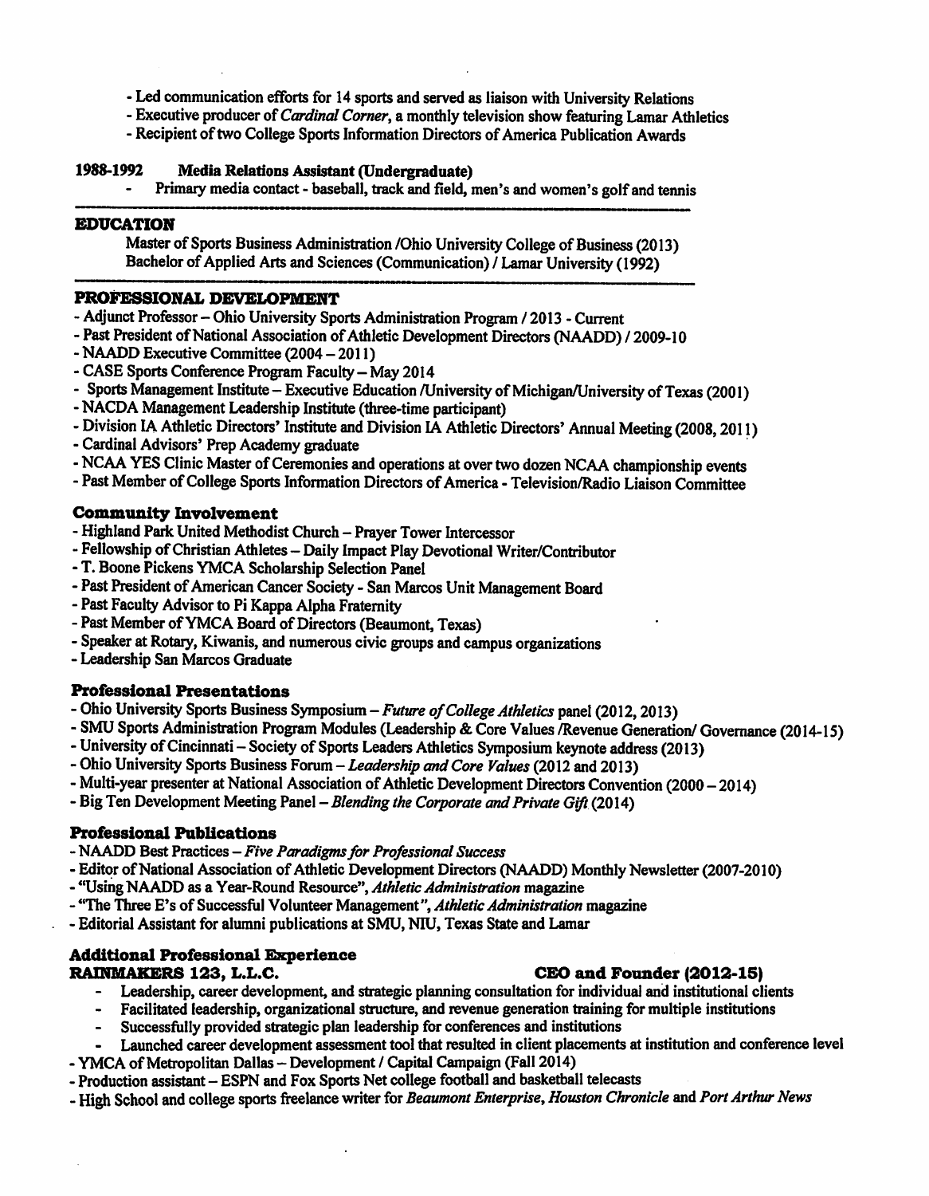- Led communication efforts for 14 sports and served as liaison with University Relations
- Executive producer of *Cardinal Corner*, a monthly television show featuring Lamar Athletics
- Recipient of two College Sports Information Directors of America Publication Awards

**1988-1992 Media Relations Assistant (Undergraduate)**

- Primary media contact - baseball, track and field, men's and women's golf and tennis

---

## EDUCATION

Master of Sports Business Administration /Ohio University College of Business (2013)
Bachelor of Applied Arts and Sciences (Communication) / Lamar University (1992)

---

## PROFESSIONAL DEVELOPMENT

- Adjunct Professor – Ohio University Sports Administration Program / 2013 - Current
- Past President of National Association of Athletic Development Directors (NAADD) / 2009-10
- NAADD Executive Committee (2004 – 2011)
- CASE Sports Conference Program Faculty – May 2014
- Sports Management Institute – Executive Education /University of Michigan/University of Texas (2001)
- NACDA Management Leadership Institute (three-time participant)
- Division IA Athletic Directors' Institute and Division IA Athletic Directors' Annual Meeting (2008, 2011)
- Cardinal Advisors' Prep Academy graduate
- NCAA YES Clinic Master of Ceremonies and operations at over two dozen NCAA championship events
- Past Member of College Sports Information Directors of America - Television/Radio Liaison Committee

### Community Involvement

- Highland Park United Methodist Church – Prayer Tower Intercessor
- Fellowship of Christian Athletes – Daily Impact Play Devotional Writer/Contributor
- T. Boone Pickens YMCA Scholarship Selection Panel
- Past President of American Cancer Society - San Marcos Unit Management Board
- Past Faculty Advisor to Pi Kappa Alpha Fraternity
- Past Member of YMCA Board of Directors (Beaumont, Texas)
- Speaker at Rotary, Kiwanis, and numerous civic groups and campus organizations
- Leadership San Marcos Graduate

### Professional Presentations

- Ohio University Sports Business Symposium – *Future of College Athletics* panel (2012, 2013)
- SMU Sports Administration Program Modules (Leadership & Core Values /Revenue Generation/ Governance (2014-15)
- University of Cincinnati – Society of Sports Leaders Athletics Symposium keynote address (2013)
- Ohio University Sports Business Forum – *Leadership and Core Values* (2012 and 2013)
- Multi-year presenter at National Association of Athletic Development Directors Convention (2000 – 2014)
- Big Ten Development Meeting Panel – *Blending the Corporate and Private Gift* (2014)

### Professional Publications

- NAADD Best Practices – *Five Paradigms for Professional Success*
- Editor of National Association of Athletic Development Directors (NAADD) Monthly Newsletter (2007-2010)
- "Using NAADD as a Year-Round Resource", *Athletic Administration* magazine
- "The Three E's of Successful Volunteer Management", *Athletic Administration* magazine
- Editorial Assistant for alumni publications at SMU, NIU, Texas State and Lamar

### Additional Professional Experience

**RAINMAKERS 123, L.L.C.** **CEO and Founder (2012-15)**

- Leadership, career development, and strategic planning consultation for individual and institutional clients
- Facilitated leadership, organizational structure, and revenue generation training for multiple institutions
- Successfully provided strategic plan leadership for conferences and institutions
- Launched career development assessment tool that resulted in client placements at institution and conference level

- YMCA of Metropolitan Dallas – Development / Capital Campaign (Fall 2014)
- Production assistant – ESPN and Fox Sports Net college football and basketball telecasts
- High School and college sports freelance writer for *Beaumont Enterprise*, *Houston Chronicle* and *Port Arthur News*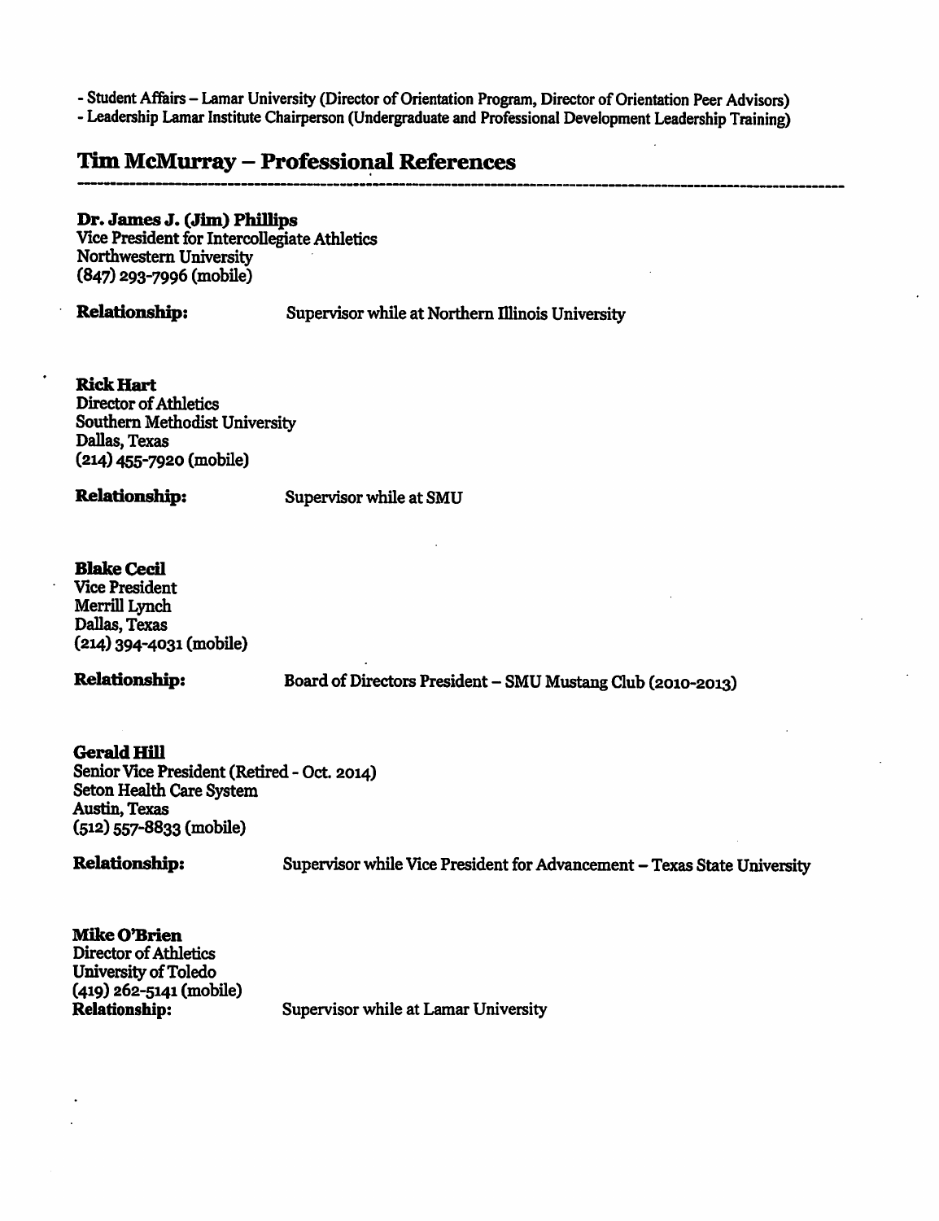- Student Affairs – Lamar University (Director of Orientation Program, Director of Orientation Peer Advisors)
- Leadership Lamar Institute Chairperson (Undergraduate and Professional Development Leadership Training)

## Tim McMurray – Professional References

---

**Dr. James J. (Jim) Phillips**
Vice President for Intercollegiate Athletics
Northwestern University
(847) 293-7996 (mobile)

**Relationship:** Supervisor while at Northern Illinois University

**Rick Hart**
Director of Athletics
Southern Methodist University
Dallas, Texas
(214) 455-7920 (mobile)

**Relationship:** Supervisor while at SMU

**Blake Cecil**
Vice President
Merrill Lynch
Dallas, Texas
(214) 394-4031 (mobile)

**Relationship:** Board of Directors President – SMU Mustang Club (2010-2013)

**Gerald Hill**
Senior Vice President (Retired - Oct. 2014)
Seton Health Care System
Austin, Texas
(512) 557-8833 (mobile)

**Relationship:** Supervisor while Vice President for Advancement – Texas State University

**Mike O'Brien**
Director of Athletics
University of Toledo
(419) 262-5141 (mobile)
**Relationship:** Supervisor while at Lamar University